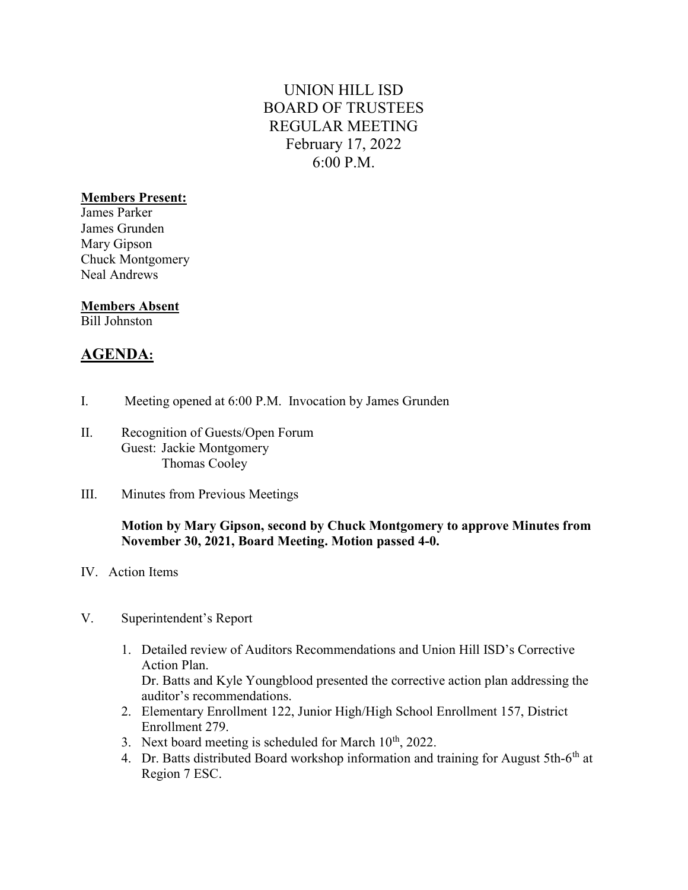# UNION HILL ISD
# BOARD OF TRUSTEES
# REGULAR MEETING
# February 17, 2022
# 6:00 P.M.

**Members Present:**
James Parker
James Grunden
Mary Gipson
Chuck Montgomery
Neal Andrews

**Members Absent**
Bill Johnston

## AGENDA:

I. Meeting opened at 6:00 P.M. Invocation by James Grunden

II. Recognition of Guests/Open Forum
Guest: Jackie Montgomery
Thomas Cooley

III. Minutes from Previous Meetings

**Motion by Mary Gipson, second by Chuck Montgomery to approve Minutes from November 30, 2021, Board Meeting. Motion passed 4-0.**

IV. Action Items

V. Superintendent's Report

1. Detailed review of Auditors Recommendations and Union Hill ISD's Corrective Action Plan.
   Dr. Batts and Kyle Youngblood presented the corrective action plan addressing the auditor's recommendations.
2. Elementary Enrollment 122, Junior High/High School Enrollment 157, District Enrollment 279.
3. Next board meeting is scheduled for March 10th, 2022.
4. Dr. Batts distributed Board workshop information and training for August 5th-6th at Region 7 ESC.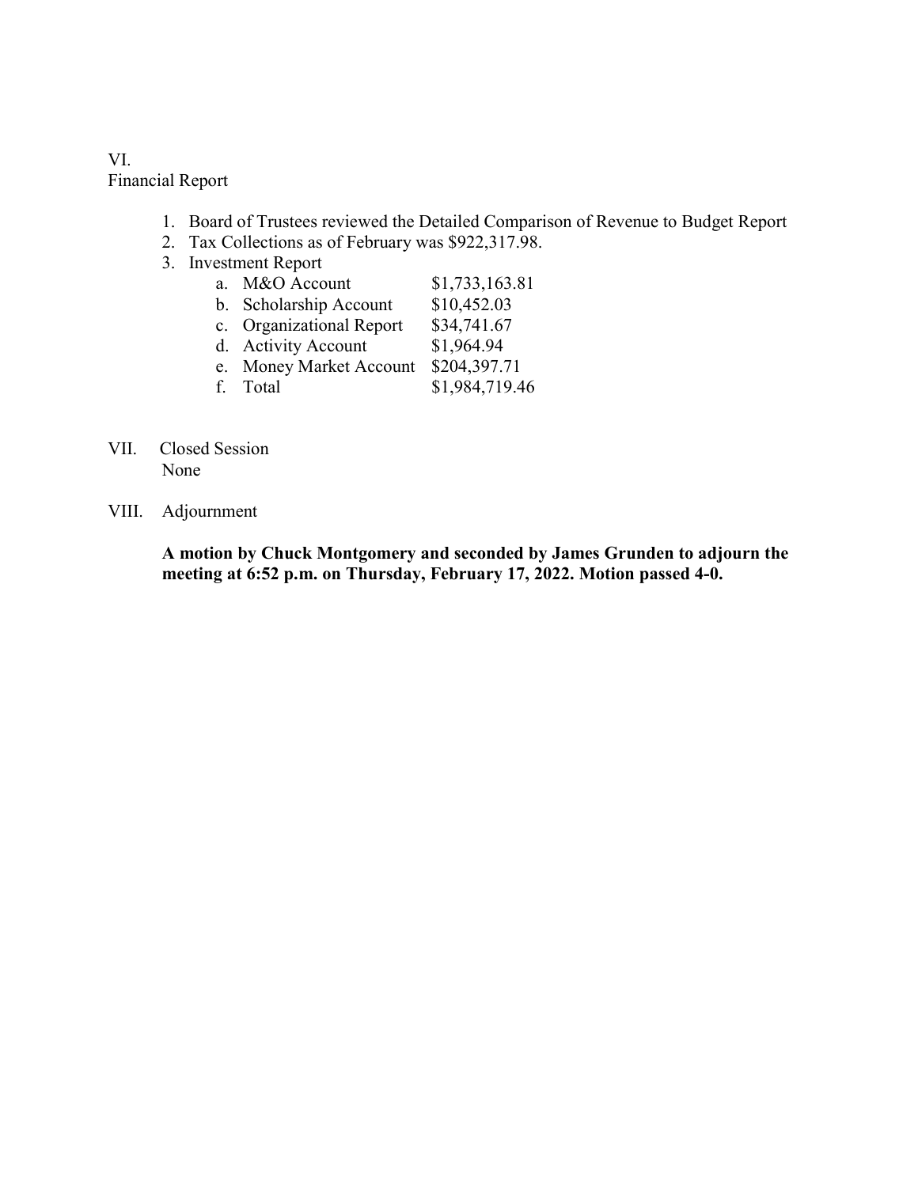VI.
Financial Report

1. Board of Trustees reviewed the Detailed Comparison of Revenue to Budget Report
2. Tax Collections as of February was $922,317.98.
3. Investment Report
   a. M&O Account $1,733,163.81
   b. Scholarship Account $10,452.03
   c. Organizational Report $34,741.67
   d. Activity Account $1,964.94
   e. Money Market Account $204,397.71
   f. Total $1,984,719.46

VII. Closed Session
None

VIII. Adjournment

**A motion by Chuck Montgomery and seconded by James Grunden to adjourn the meeting at 6:52 p.m. on Thursday, February 17, 2022. Motion passed 4-0.**